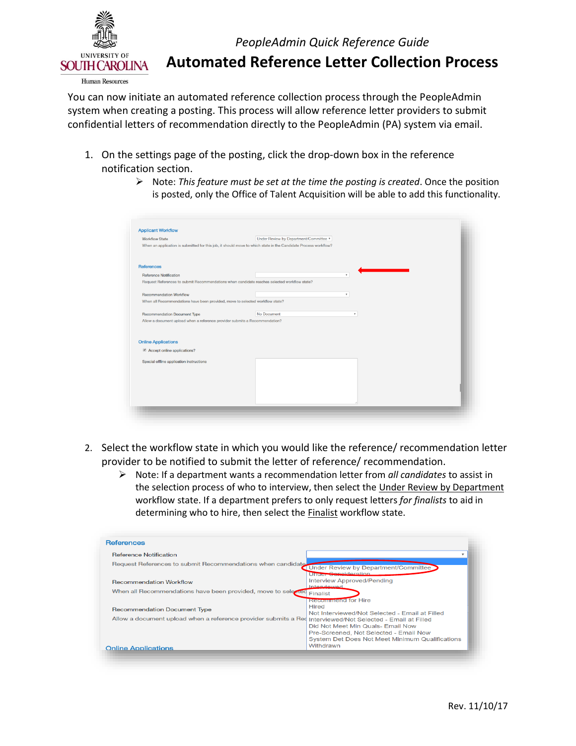PeopleAdmin Quick Reference Guide

# Automated Reference Letter Collection Process

You can now initiate an automated reference collection process through the PeopleAdmin system when creating a posting. This process will allow reference letter providers to submit confidential letters of recommendation directly to the PeopleAdmin (PA) system via email.

1. On the settings page of the posting, click the drop-down box in the reference notification section.
   - Note: *This feature must be set at the time the posting is created*. Once the position is posted, only the Office of Talent Acquisition will be able to add this functionality.

2. Select the workflow state in which you would like the reference/ recommendation letter provider to be notified to submit the letter of reference/ recommendation.
   - Note: If a department wants a recommendation letter from *all candidates* to assist in the selection process of who to interview, then select the Under Review by Department workflow state. If a department prefers to only request letters *for finalists* to aid in determining who to hire, then select the Finalist workflow state.

Rev. 11/10/17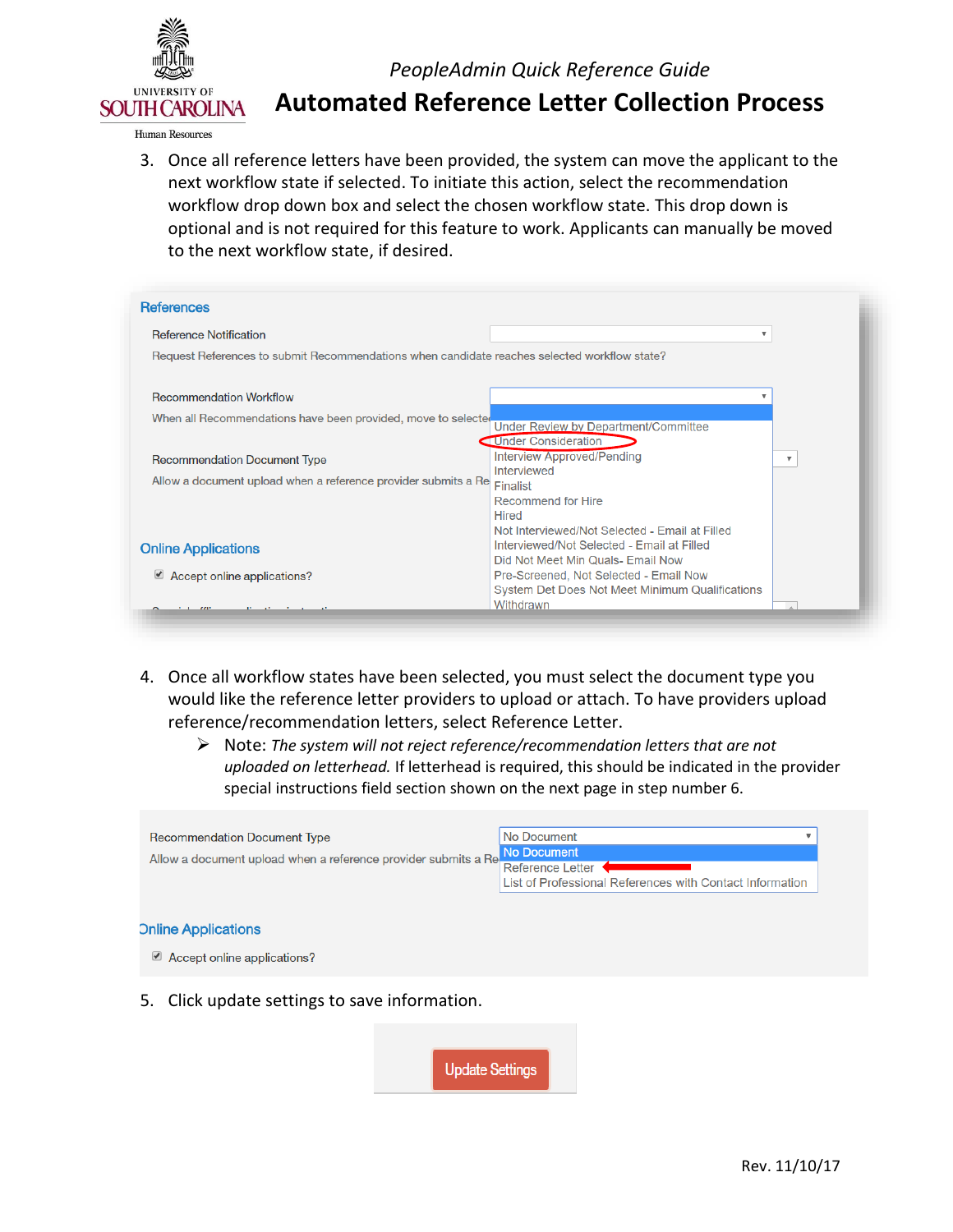3. Once all reference letters have been provided, the system can move the applicant to the next workflow state if selected. To initiate this action, select the recommendation workflow drop down box and select the chosen workflow state. This drop down is optional and is not required for this feature to work. Applicants can manually be moved to the next workflow state, if desired.

References

Reference Notification

Request References to submit Recommendations when candidate reaches selected workflow state?

Recommendation Workflow

When all Recommendations have been provided, move to selected

- Under Review by Department/Committee
- Under Consideration
- Interview Approved/Pending
- Interviewed
- Finalist
- Recommend for Hire
- Hired
- Not Interviewed/Not Selected - Email at Filled
- Interviewed/Not Selected - Email at Filled
- Did Not Meet Min Quals- Email Now
- Pre-Screened, Not Selected - Email Now
- System Det Does Not Meet Minimum Qualifications
- Withdrawn

Recommendation Document Type

Allow a document upload when a reference provider submits a Re

Online Applications

Accept online applications?

4. Once all workflow states have been selected, you must select the document type you would like the reference letter providers to upload or attach. To have providers upload reference/recommendation letters, select Reference Letter.
   - Note: *The system will not reject reference/recommendation letters that are not uploaded on letterhead.* If letterhead is required, this should be indicated in the provider special instructions field section shown on the next page in step number 6.

Recommendation Document Type

Allow a document upload when a reference provider submits a Re

- No Document
- Reference Letter
- List of Professional References with Contact Information

Online Applications

Accept online applications?

5. Click update settings to save information.

Update Settings

Rev. 11/10/17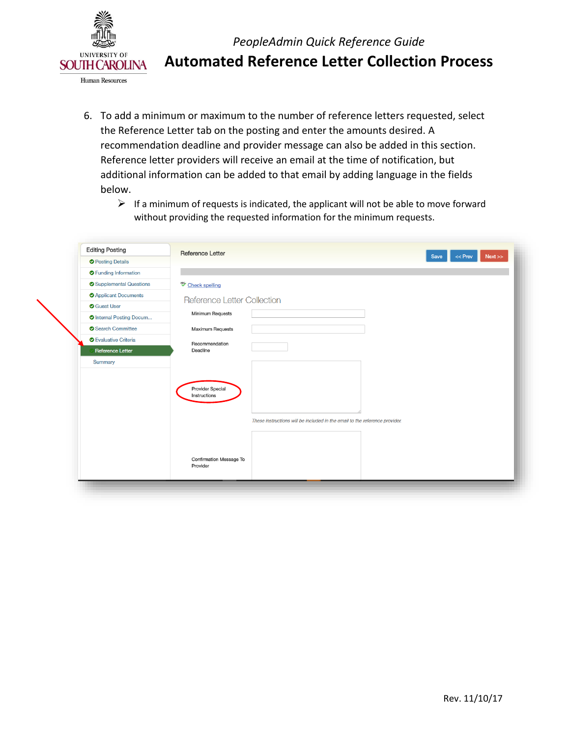6. To add a minimum or maximum to the number of reference letters requested, select the Reference Letter tab on the posting and enter the amounts desired. A recommendation deadline and provider message can also be added in this section. Reference letter providers will receive an email at the time of notification, but additional information can be added to that email by adding language in the fields below.
   - If a minimum of requests is indicated, the applicant will not be able to move forward without providing the requested information for the minimum requests.